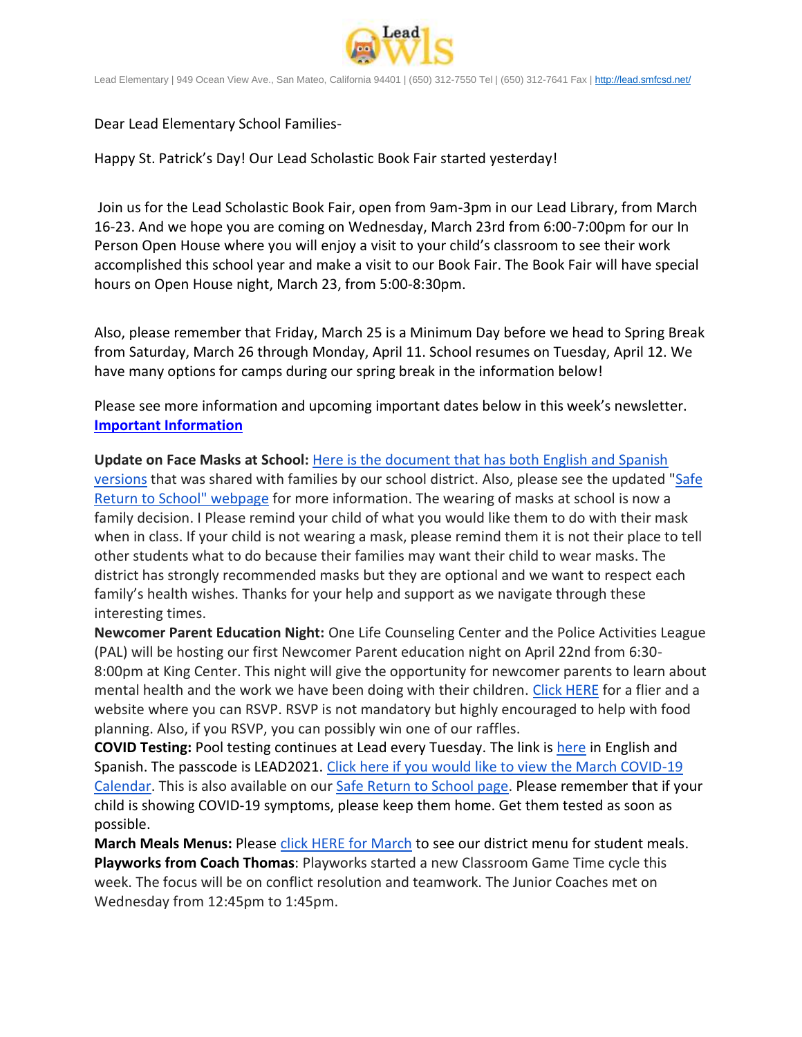Lead Elementary | 949 Ocean View Ave., San Mateo, California 94401 | (650) 312-7550 Tel | (650) 312-7641 Fax | http://lead.smfcsd.net/

Dear Lead Elementary School Families-

Happy St. Patrick's Day! Our Lead Scholastic Book Fair started yesterday!

Join us for the Lead Scholastic Book Fair, open from 9am-3pm in our Lead Library, from March 16-23. And we hope you are coming on Wednesday, March 23rd from 6:00-7:00pm for our In Person Open House where you will enjoy a visit to your child's classroom to see their work accomplished this school year and make a visit to our Book Fair. The Book Fair will have special hours on Open House night, March 23, from 5:00-8:30pm.

Also, please remember that Friday, March 25 is a Minimum Day before we head to Spring Break from Saturday, March 26 through Monday, April 11. School resumes on Tuesday, April 12. We have many options for camps during our spring break in the information below!

Please see more information and upcoming important dates below in this week's newsletter.
**Important Information**

**Update on Face Masks at School:** Here is the document that has both English and Spanish versions that was shared with families by our school district. Also, please see the updated "Safe Return to School" webpage for more information. The wearing of masks at school is now a family decision. I Please remind your child of what you would like them to do with their mask when in class. If your child is not wearing a mask, please remind them it is not their place to tell other students what to do because their families may want their child to wear masks. The district has strongly recommended masks but they are optional and we want to respect each family's health wishes. Thanks for your help and support as we navigate through these interesting times.

**Newcomer Parent Education Night:** One Life Counseling Center and the Police Activities League (PAL) will be hosting our first Newcomer Parent education night on April 22nd from 6:30-8:00pm at King Center. This night will give the opportunity for newcomer parents to learn about mental health and the work we have been doing with their children. Click HERE for a flier and a website where you can RSVP. RSVP is not mandatory but highly encouraged to help with food planning. Also, if you RSVP, you can possibly win one of our raffles.

**COVID Testing:** Pool testing continues at Lead every Tuesday. The link is here in English and Spanish. The passcode is LEAD2021. Click here if you would like to view the March COVID-19 Calendar. This is also available on our Safe Return to School page. Please remember that if your child is showing COVID-19 symptoms, please keep them home. Get them tested as soon as possible.

**March Meals Menus:** Please click HERE for March to see our district menu for student meals.

**Playworks from Coach Thomas**: Playworks started a new Classroom Game Time cycle this week. The focus will be on conflict resolution and teamwork. The Junior Coaches met on Wednesday from 12:45pm to 1:45pm.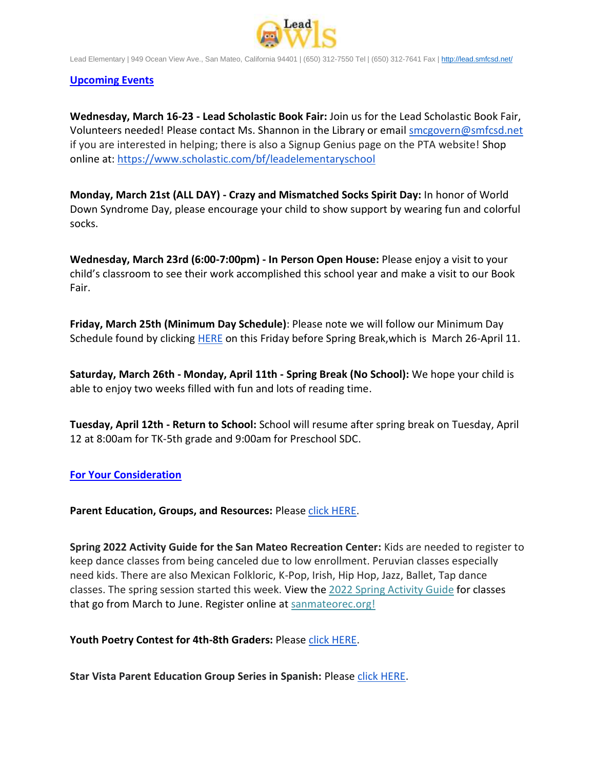Lead Elementary | 949 Ocean View Ave., San Mateo, California 94401 | (650) 312-7550 Tel | (650) 312-7641 Fax | http://lead.smfcsd.net/

**Upcoming Events**

**Wednesday, March 16-23 - Lead Scholastic Book Fair:** Join us for the Lead Scholastic Book Fair, Volunteers needed! Please contact Ms. Shannon in the Library or email smcgovern@smfcsd.net if you are interested in helping; there is also a Signup Genius page on the PTA website! Shop online at: https://www.scholastic.com/bf/leadelementaryschool

**Monday, March 21st (ALL DAY) - Crazy and Mismatched Socks Spirit Day:** In honor of World Down Syndrome Day, please encourage your child to show support by wearing fun and colorful socks.

**Wednesday, March 23rd (6:00-7:00pm) - In Person Open House:** Please enjoy a visit to your child's classroom to see their work accomplished this school year and make a visit to our Book Fair.

**Friday, March 25th (Minimum Day Schedule)**: Please note we will follow our Minimum Day Schedule found by clicking HERE on this Friday before Spring Break,which is March 26-April 11.

**Saturday, March 26th - Monday, April 11th - Spring Break (No School):** We hope your child is able to enjoy two weeks filled with fun and lots of reading time.

**Tuesday, April 12th - Return to School:** School will resume after spring break on Tuesday, April 12 at 8:00am for TK-5th grade and 9:00am for Preschool SDC.

**For Your Consideration**

**Parent Education, Groups, and Resources:** Please click HERE.

**Spring 2022 Activity Guide for the San Mateo Recreation Center:** Kids are needed to register to keep dance classes from being canceled due to low enrollment. Peruvian classes especially need kids. There are also Mexican Folkloric, K-Pop, Irish, Hip Hop, Jazz, Ballet, Tap dance classes. The spring session started this week. View the 2022 Spring Activity Guide for classes that go from March to June. Register online at sanmateorec.org!

**Youth Poetry Contest for 4th-8th Graders:** Please click HERE.

**Star Vista Parent Education Group Series in Spanish:** Please click HERE.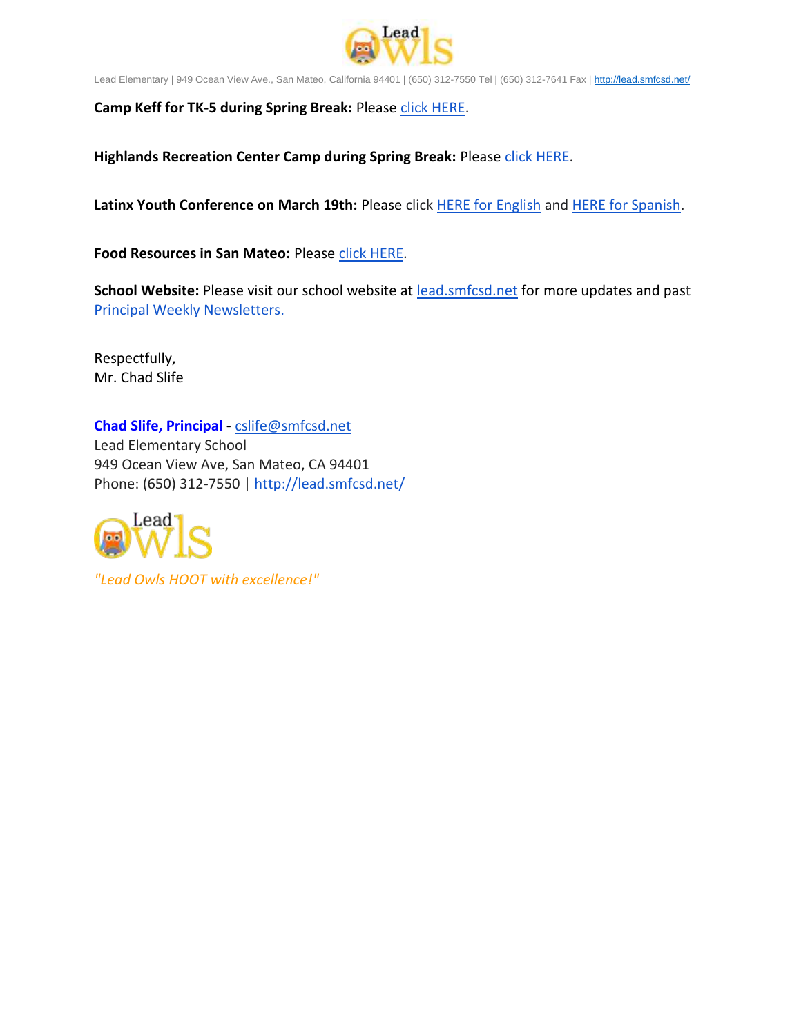**Camp Keff for TK-5 during Spring Break:** Please click HERE.

**Highlands Recreation Center Camp during Spring Break:** Please click HERE.

**Latinx Youth Conference on March 19th:** Please click HERE for English and HERE for Spanish.

**Food Resources in San Mateo:** Please click HERE.

**School Website:** Please visit our school website at lead.smfcsd.net for more updates and past Principal Weekly Newsletters.

Respectfully,
Mr. Chad Slife

**Chad Slife, Principal** - cslife@smfcsd.net
Lead Elementary School
949 Ocean View Ave, San Mateo, CA 94401
Phone: (650) 312-7550 | http://lead.smfcsd.net/

*"Lead Owls HOOT with excellence!"*